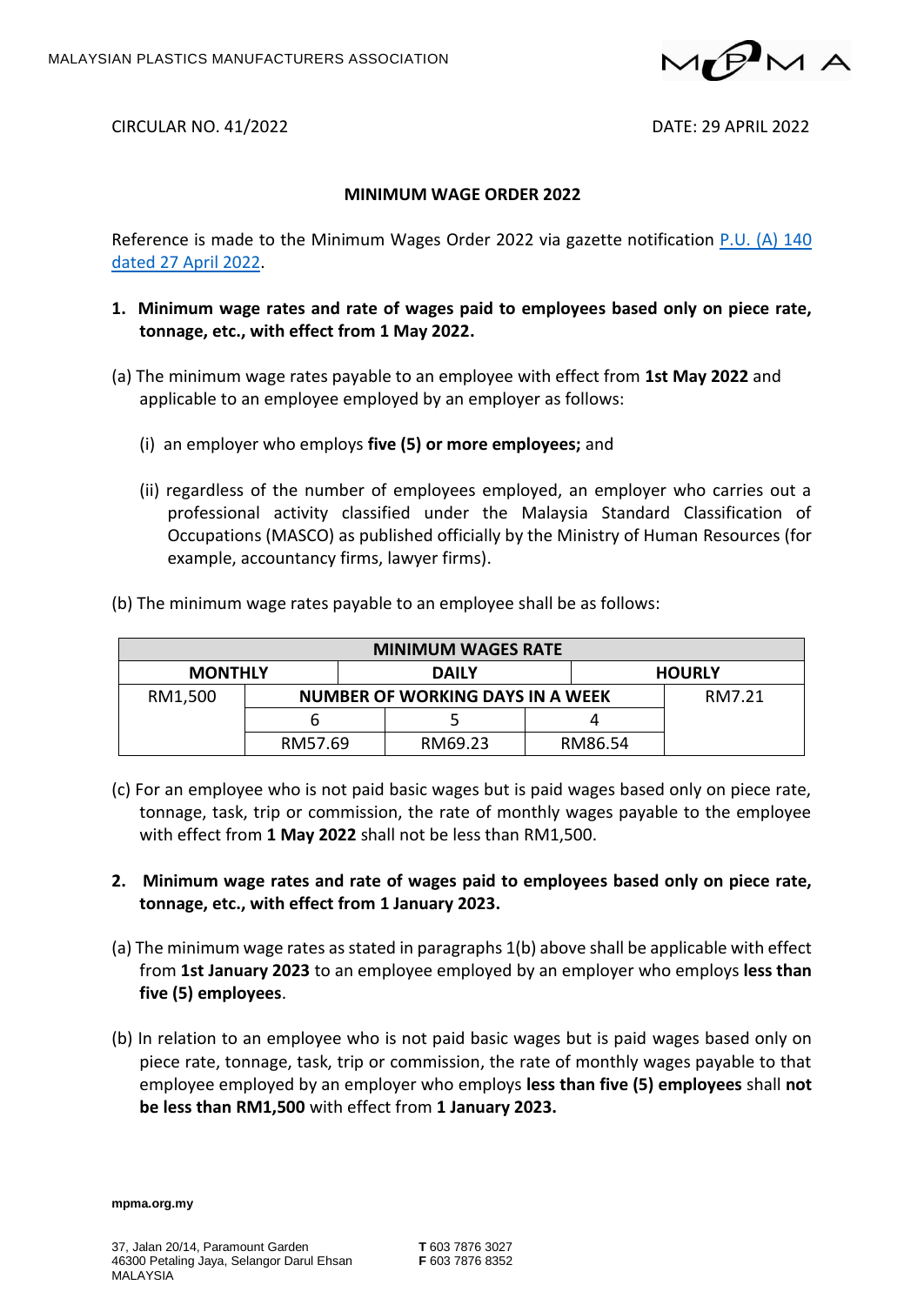MALAYSIAN PLASTICS MANUFACTURERS ASSOCIATION

CIRCULAR NO. 41/2022

DATE: 29 APRIL 2022

**MINIMUM WAGE ORDER 2022**

Reference is made to the Minimum Wages Order 2022 via gazette notification [P.U. (A) 140 dated 27 April 2022](#).

**1. Minimum wage rates and rate of wages paid to employees based only on piece rate, tonnage, etc., with effect from 1 May 2022.**

(a) The minimum wage rates payable to an employee with effect from **1st May 2022** and applicable to an employee employed by an employer as follows:

(i) an employer who employs **five (5) or more employees;** and

(ii) regardless of the number of employees employed, an employer who carries out a professional activity classified under the Malaysia Standard Classification of Occupations (MASCO) as published officially by the Ministry of Human Resources (for example, accountancy firms, lawyer firms).

(b) The minimum wage rates payable to an employee shall be as follows:

| MINIMUM WAGES RATE | | | | |
|---|---|---|---|---|
| **MONTHLY** | **DAILY** | | | **HOURLY** |
| | **NUMBER OF WORKING DAYS IN A WEEK** | | | |
| | 6 | 5 | 4 | |
| RM1,500 | RM57.69 | RM69.23 | RM86.54 | RM7.21 |

(c) For an employee who is not paid basic wages but is paid wages based only on piece rate, tonnage, task, trip or commission, the rate of monthly wages payable to the employee with effect from **1 May 2022** shall not be less than RM1,500.

**2. Minimum wage rates and rate of wages paid to employees based only on piece rate, tonnage, etc., with effect from 1 January 2023.**

(a) The minimum wage rates as stated in paragraphs 1(b) above shall be applicable with effect from **1st January 2023** to an employee employed by an employer who employs **less than five (5) employees**.

(b) In relation to an employee who is not paid basic wages but is paid wages based only on piece rate, tonnage, task, trip or commission, the rate of monthly wages payable to that employee employed by an employer who employs **less than five (5) employees** shall **not be less than RM1,500** with effect from **1 January 2023.**

**mpma.org.my**

37, Jalan 20/14, Paramount Garden
46300 Petaling Jaya, Selangor Darul Ehsan
MALAYSIA

**T** 603 7876 3027
**F** 603 7876 8352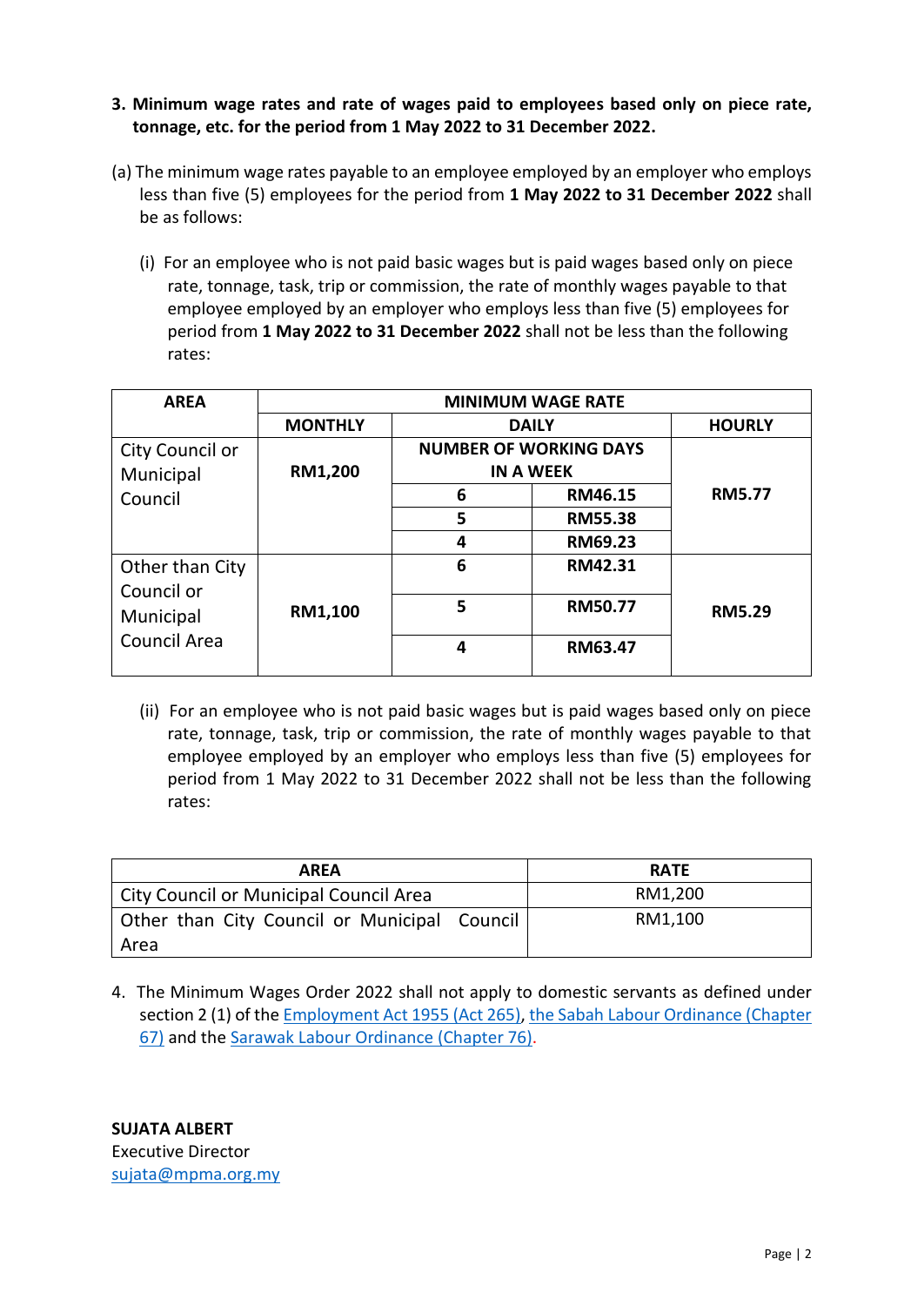**3. Minimum wage rates and rate of wages paid to employees based only on piece rate, tonnage, etc. for the period from 1 May 2022 to 31 December 2022.**

(a) The minimum wage rates payable to an employee employed by an employer who employs less than five (5) employees for the period from **1 May 2022 to 31 December 2022** shall be as follows:

(i) For an employee who is not paid basic wages but is paid wages based only on piece rate, tonnage, task, trip or commission, the rate of monthly wages payable to that employee employed by an employer who employs less than five (5) employees for period from **1 May 2022 to 31 December 2022** shall not be less than the following rates:

| AREA | MINIMUM WAGE RATE | | | |
|---|---|---|---|---|
| | **MONTHLY** | **DAILY** | | **HOURLY** |
| | | **NUMBER OF WORKING DAYS IN A WEEK** | | |
| City Council or Municipal Council | **RM1,200** | **6** | **RM46.15** | **RM5.77** |
| | | **5** | **RM55.38** | |
| | | **4** | **RM69.23** | |
| Other than City Council or Municipal Council Area | **RM1,100** | **6** | **RM42.31** | **RM5.29** |
| | | **5** | **RM50.77** | |
| | | **4** | **RM63.47** | |

(ii) For an employee who is not paid basic wages but is paid wages based only on piece rate, tonnage, task, trip or commission, the rate of monthly wages payable to that employee employed by an employer who employs less than five (5) employees for period from 1 May 2022 to 31 December 2022 shall not be less than the following rates:

| AREA | RATE |
|---|---|
| City Council or Municipal Council Area | RM1,200 |
| Other than City Council or Municipal Council Area | RM1,100 |

4. The Minimum Wages Order 2022 shall not apply to domestic servants as defined under section 2 (1) of the Employment Act 1955 (Act 265), the Sabah Labour Ordinance (Chapter 67) and the Sarawak Labour Ordinance (Chapter 76).

**SUJATA ALBERT**
Executive Director
sujata@mpma.org.my